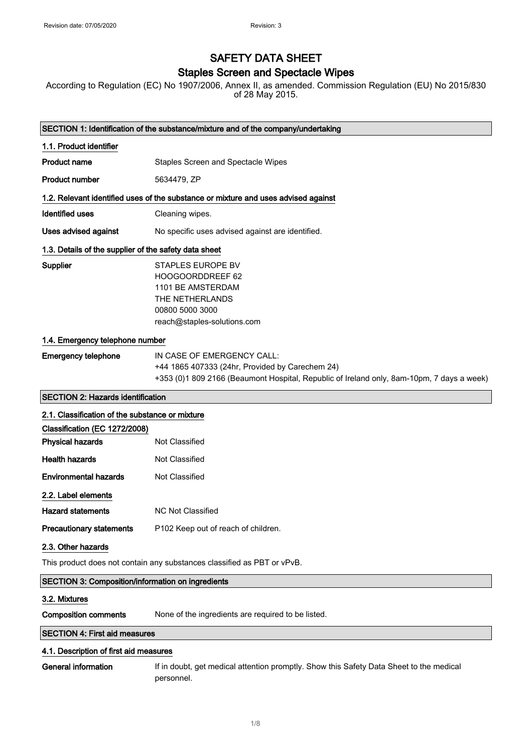# SAFETY DATA SHEET

## Staples Screen and Spectacle Wipes

According to Regulation (EC) No 1907/2006, Annex II, as amended. Commission Regulation (EU) No 2015/830 of 28 May 2015.

## SECTION 1: Identification of the substance/mixture and of the company/undertaking

### 1.1. Product identifier

**Product name** Staples Screen and Spectacle Wipes

**Product number** 5634479, ZP

### 1.2. Relevant identified uses of the substance or mixture and uses advised against

**Identified uses** Cleaning wipes.

**Uses advised against** No specific uses advised against are identified.

### 1.3. Details of the supplier of the safety data sheet

**Supplier**
STAPLES EUROPE BV
HOOGOORDDREEF 62
1101 BE AMSTERDAM
THE NETHERLANDS
00800 5000 3000
reach@staples-solutions.com

### 1.4. Emergency telephone number

**Emergency telephone**
IN CASE OF EMERGENCY CALL:
+44 1865 407333 (24hr, Provided by Carechem 24)
+353 (0)1 809 2166 (Beaumont Hospital, Republic of Ireland only, 8am-10pm, 7 days a week)

## SECTION 2: Hazards identification

### 2.1. Classification of the substance or mixture

**Classification (EC 1272/2008)**

**Physical hazards** Not Classified

**Health hazards** Not Classified

**Environmental hazards** Not Classified

### 2.2. Label elements

**Hazard statements** NC Not Classified

**Precautionary statements** P102 Keep out of reach of children.

### 2.3. Other hazards

This product does not contain any substances classified as PBT or vPvB.

## SECTION 3: Composition/information on ingredients

### 3.2. Mixtures

**Composition comments** None of the ingredients are required to be listed.

## SECTION 4: First aid measures

### 4.1. Description of first aid measures

**General information** If in doubt, get medical attention promptly. Show this Safety Data Sheet to the medical personnel.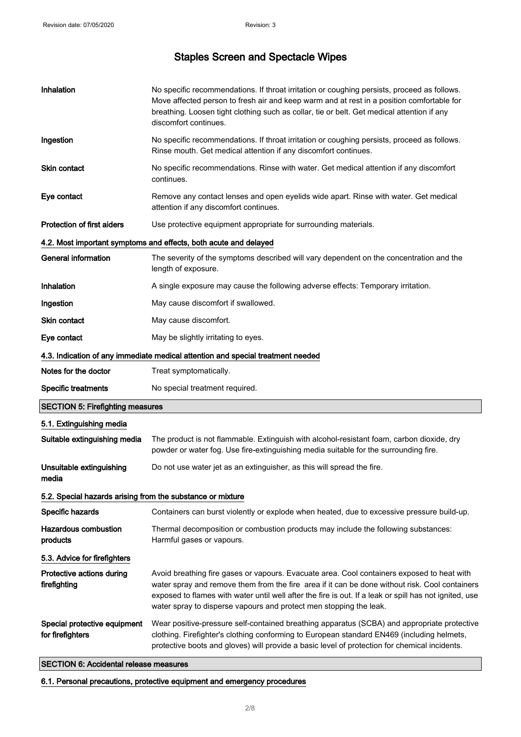| | |
|---|---|
| **Inhalation** | No specific recommendations. If throat irritation or coughing persists, proceed as follows. Move affected person to fresh air and keep warm and at rest in a position comfortable for breathing. Loosen tight clothing such as collar, tie or belt. Get medical attention if any discomfort continues. |
| **Ingestion** | No specific recommendations. If throat irritation or coughing persists, proceed as follows. Rinse mouth. Get medical attention if any discomfort continues. |
| **Skin contact** | No specific recommendations. Rinse with water. Get medical attention if any discomfort continues. |
| **Eye contact** | Remove any contact lenses and open eyelids wide apart. Rinse with water. Get medical attention if any discomfort continues. |
| **Protection of first aiders** | Use protective equipment appropriate for surrounding materials. |

### 4.2. Most important symptoms and effects, both acute and delayed

| | |
|---|---|
| **General information** | The severity of the symptoms described will vary dependent on the concentration and the length of exposure. |
| **Inhalation** | A single exposure may cause the following adverse effects: Temporary irritation. |
| **Ingestion** | May cause discomfort if swallowed. |
| **Skin contact** | May cause discomfort. |
| **Eye contact** | May be slightly irritating to eyes. |

### 4.3. Indication of any immediate medical attention and special treatment needed

| | |
|---|---|
| **Notes for the doctor** | Treat symptomatically. |
| **Specific treatments** | No special treatment required. |

## SECTION 5: Firefighting measures

### 5.1. Extinguishing media

| | |
|---|---|
| **Suitable extinguishing media** | The product is not flammable. Extinguish with alcohol-resistant foam, carbon dioxide, dry powder or water fog. Use fire-extinguishing media suitable for the surrounding fire. |
| **Unsuitable extinguishing media** | Do not use water jet as an extinguisher, as this will spread the fire. |

### 5.2. Special hazards arising from the substance or mixture

| | |
|---|---|
| **Specific hazards** | Containers can burst violently or explode when heated, due to excessive pressure build-up. |
| **Hazardous combustion products** | Thermal decomposition or combustion products may include the following substances: Harmful gases or vapours. |

### 5.3. Advice for firefighters

| | |
|---|---|
| **Protective actions during firefighting** | Avoid breathing fire gases or vapours. Evacuate area. Cool containers exposed to heat with water spray and remove them from the fire area if it can be done without risk. Cool containers exposed to flames with water until well after the fire is out. If a leak or spill has not ignited, use water spray to disperse vapours and protect men stopping the leak. |
| **Special protective equipment for firefighters** | Wear positive-pressure self-contained breathing apparatus (SCBA) and appropriate protective clothing. Firefighter's clothing conforming to European standard EN469 (including helmets, protective boots and gloves) will provide a basic level of protection for chemical incidents. |

## SECTION 6: Accidental release measures

### 6.1. Personal precautions, protective equipment and emergency procedures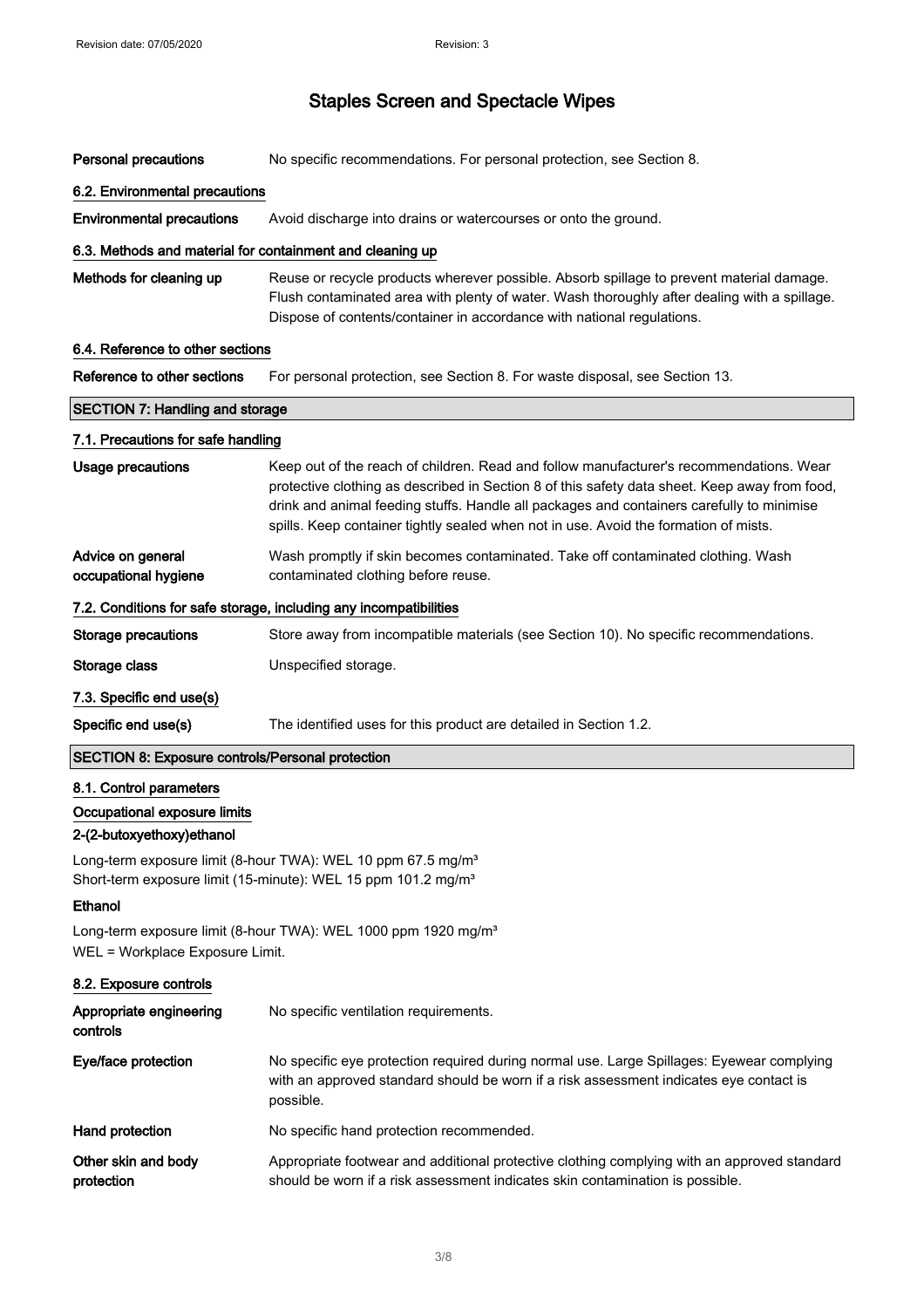# Staples Screen and Spectacle Wipes

**Personal precautions** No specific recommendations. For personal protection, see Section 8.

### 6.2. Environmental precautions

**Environmental precautions** Avoid discharge into drains or watercourses or onto the ground.

### 6.3. Methods and material for containment and cleaning up

**Methods for cleaning up** Reuse or recycle products wherever possible. Absorb spillage to prevent material damage. Flush contaminated area with plenty of water. Wash thoroughly after dealing with a spillage. Dispose of contents/container in accordance with national regulations.

### 6.4. Reference to other sections

**Reference to other sections** For personal protection, see Section 8. For waste disposal, see Section 13.

## SECTION 7: Handling and storage

### 7.1. Precautions for safe handling

**Usage precautions** Keep out of the reach of children. Read and follow manufacturer's recommendations. Wear protective clothing as described in Section 8 of this safety data sheet. Keep away from food, drink and animal feeding stuffs. Handle all packages and containers carefully to minimise spills. Keep container tightly sealed when not in use. Avoid the formation of mists.

**Advice on general occupational hygiene** Wash promptly if skin becomes contaminated. Take off contaminated clothing. Wash contaminated clothing before reuse.

### 7.2. Conditions for safe storage, including any incompatibilities

**Storage precautions** Store away from incompatible materials (see Section 10). No specific recommendations.

**Storage class** Unspecified storage.

### 7.3. Specific end use(s)

**Specific end use(s)** The identified uses for this product are detailed in Section 1.2.

## SECTION 8: Exposure controls/Personal protection

### 8.1. Control parameters

**Occupational exposure limits**

**2-(2-butoxyethoxy)ethanol**

Long-term exposure limit (8-hour TWA): WEL 10 ppm 67.5 mg/m³
Short-term exposure limit (15-minute): WEL 15 ppm 101.2 mg/m³

**Ethanol**

Long-term exposure limit (8-hour TWA): WEL 1000 ppm 1920 mg/m³
WEL = Workplace Exposure Limit.

### 8.2. Exposure controls

**Appropriate engineering controls** No specific ventilation requirements.

**Eye/face protection** No specific eye protection required during normal use. Large Spillages: Eyewear complying with an approved standard should be worn if a risk assessment indicates eye contact is possible.

**Hand protection** No specific hand protection recommended.

**Other skin and body protection** Appropriate footwear and additional protective clothing complying with an approved standard should be worn if a risk assessment indicates skin contamination is possible.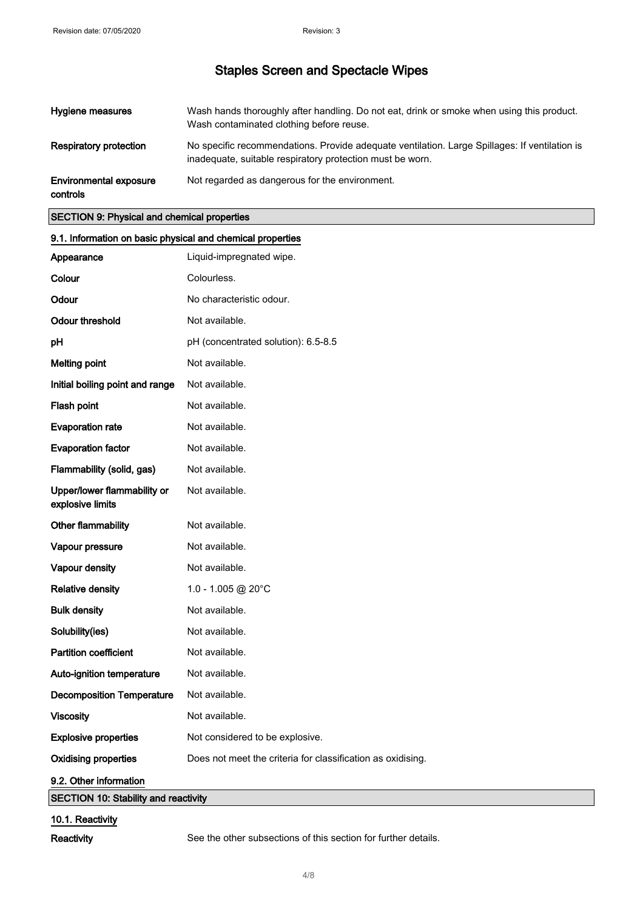| | |
|---|---|
| **Hygiene measures** | Wash hands thoroughly after handling. Do not eat, drink or smoke when using this product. Wash contaminated clothing before reuse. |
| **Respiratory protection** | No specific recommendations. Provide adequate ventilation. Large Spillages: If ventilation is inadequate, suitable respiratory protection must be worn. |
| **Environmental exposure controls** | Not regarded as dangerous for the environment. |

## SECTION 9: Physical and chemical properties

### 9.1. Information on basic physical and chemical properties

| | |
|---|---|
| **Appearance** | Liquid-impregnated wipe. |
| **Colour** | Colourless. |
| **Odour** | No characteristic odour. |
| **Odour threshold** | Not available. |
| **pH** | pH (concentrated solution): 6.5-8.5 |
| **Melting point** | Not available. |
| **Initial boiling point and range** | Not available. |
| **Flash point** | Not available. |
| **Evaporation rate** | Not available. |
| **Evaporation factor** | Not available. |
| **Flammability (solid, gas)** | Not available. |
| **Upper/lower flammability or explosive limits** | Not available. |
| **Other flammability** | Not available. |
| **Vapour pressure** | Not available. |
| **Vapour density** | Not available. |
| **Relative density** | 1.0 - 1.005 @ 20°C |
| **Bulk density** | Not available. |
| **Solubility(ies)** | Not available. |
| **Partition coefficient** | Not available. |
| **Auto-ignition temperature** | Not available. |
| **Decomposition Temperature** | Not available. |
| **Viscosity** | Not available. |
| **Explosive properties** | Not considered to be explosive. |
| **Oxidising properties** | Does not meet the criteria for classification as oxidising. |

### 9.2. Other information

## SECTION 10: Stability and reactivity

### 10.1. Reactivity

| | |
|---|---|
| **Reactivity** | See the other subsections of this section for further details. |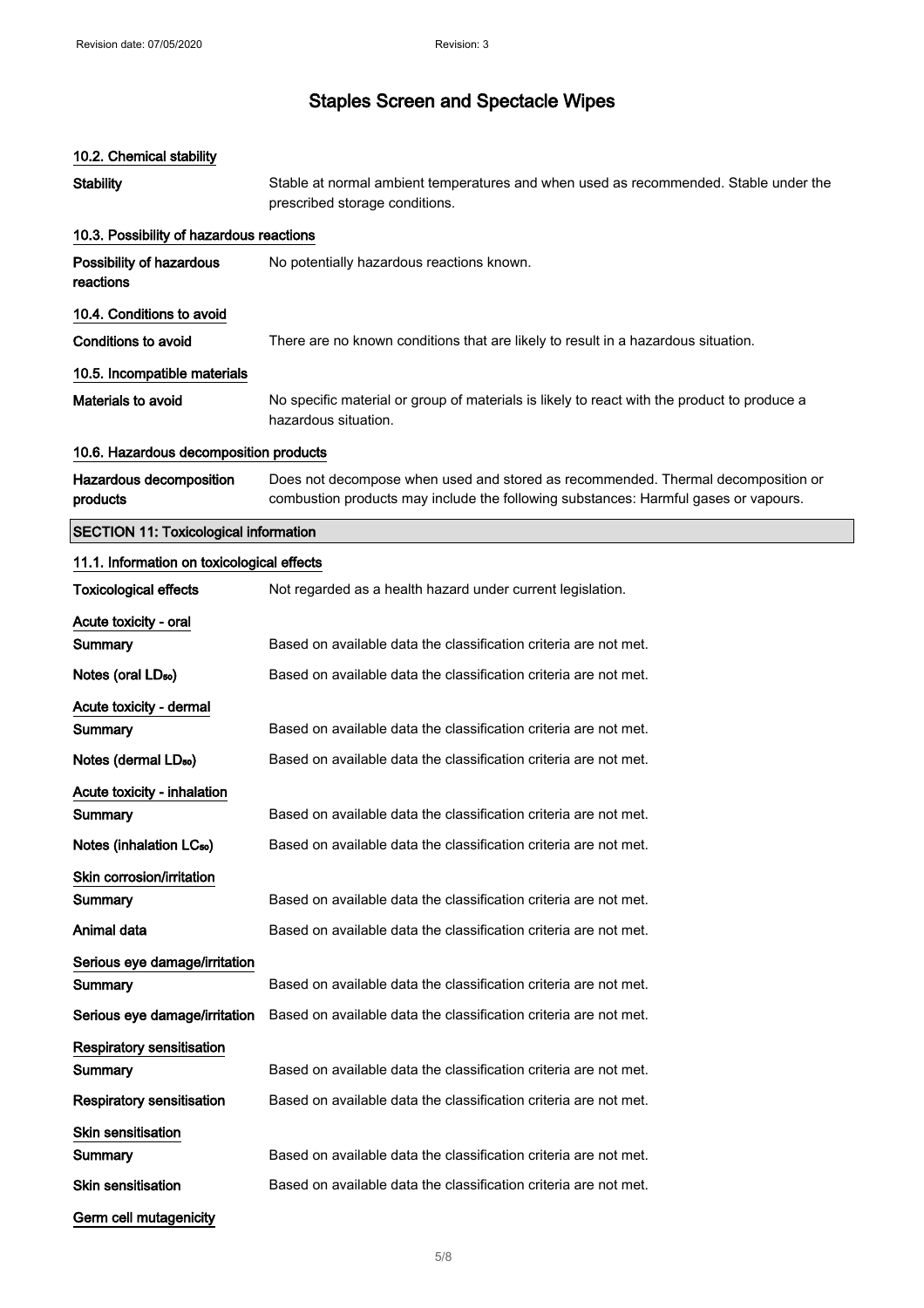# Staples Screen and Spectacle Wipes

### 10.2. Chemical stability

**Stability** Stable at normal ambient temperatures and when used as recommended. Stable under the prescribed storage conditions.

### 10.3. Possibility of hazardous reactions

**Possibility of hazardous reactions** No potentially hazardous reactions known.

### 10.4. Conditions to avoid

**Conditions to avoid** There are no known conditions that are likely to result in a hazardous situation.

### 10.5. Incompatible materials

**Materials to avoid** No specific material or group of materials is likely to react with the product to produce a hazardous situation.

### 10.6. Hazardous decomposition products

**Hazardous decomposition products** Does not decompose when used and stored as recommended. Thermal decomposition or combustion products may include the following substances: Harmful gases or vapours.

## SECTION 11: Toxicological information

### 11.1. Information on toxicological effects

**Toxicological effects** Not regarded as a health hazard under current legislation.

**Acute toxicity - oral**

**Summary** Based on available data the classification criteria are not met.

**Notes (oral $LD_{50}$)** Based on available data the classification criteria are not met.

**Acute toxicity - dermal**

**Summary** Based on available data the classification criteria are not met.

**Notes (dermal $LD_{50}$)** Based on available data the classification criteria are not met.

**Acute toxicity - inhalation**

**Summary** Based on available data the classification criteria are not met.

**Notes (inhalation $LC_{50}$)** Based on available data the classification criteria are not met.

**Skin corrosion/irritation**

**Summary** Based on available data the classification criteria are not met.

**Animal data** Based on available data the classification criteria are not met.

**Serious eye damage/irritation**

**Summary** Based on available data the classification criteria are not met.

**Serious eye damage/irritation** Based on available data the classification criteria are not met.

**Respiratory sensitisation**

**Summary** Based on available data the classification criteria are not met.

**Respiratory sensitisation** Based on available data the classification criteria are not met.

**Skin sensitisation**

**Summary** Based on available data the classification criteria are not met.

**Skin sensitisation** Based on available data the classification criteria are not met.

**Germ cell mutagenicity**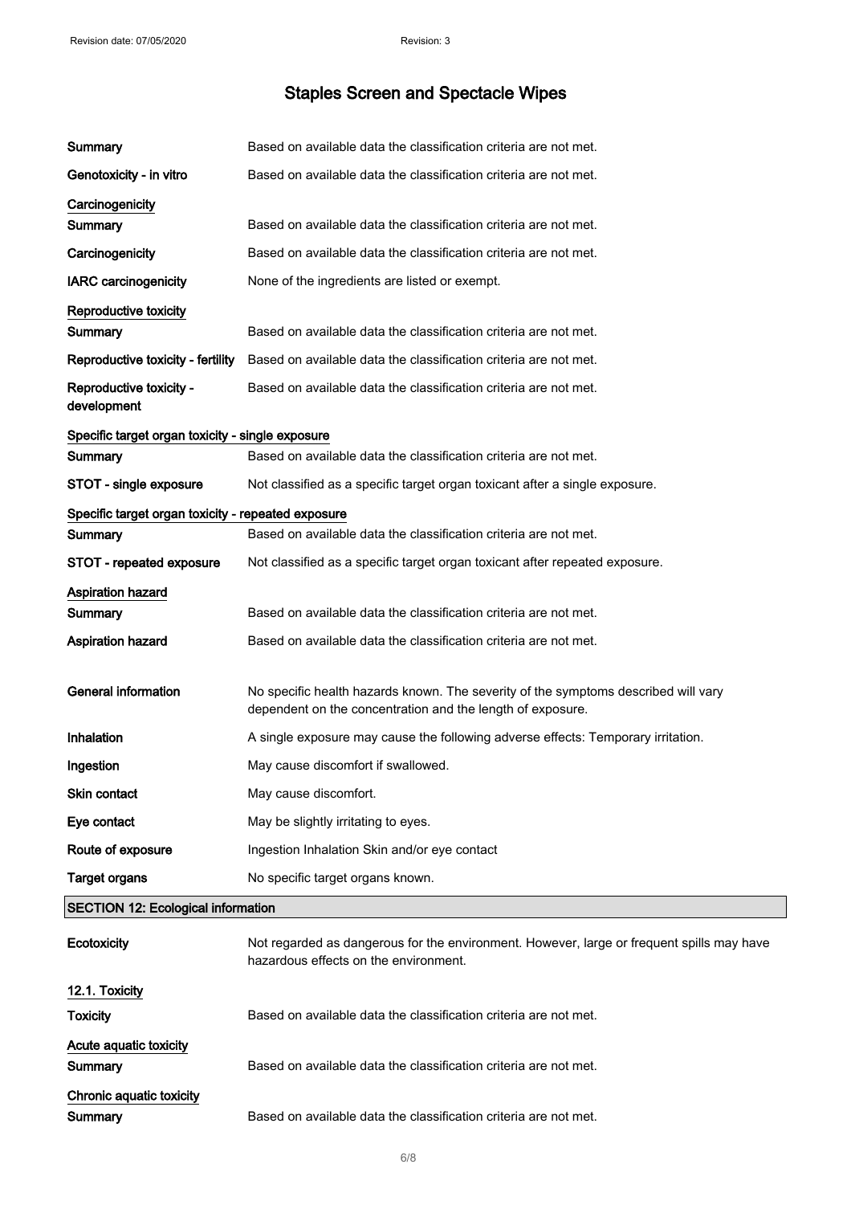# Staples Screen and Spectacle Wipes

| | |
|---|---|
| **Summary** | Based on available data the classification criteria are not met. |
| **Genotoxicity - in vitro** | Based on available data the classification criteria are not met. |

**Carcinogenicity**

| | |
|---|---|
| **Summary** | Based on available data the classification criteria are not met. |
| **Carcinogenicity** | Based on available data the classification criteria are not met. |
| **IARC carcinogenicity** | None of the ingredients are listed or exempt. |

**Reproductive toxicity**

| | |
|---|---|
| **Summary** | Based on available data the classification criteria are not met. |
| **Reproductive toxicity - fertility** | Based on available data the classification criteria are not met. |
| **Reproductive toxicity - development** | Based on available data the classification criteria are not met. |

**Specific target organ toxicity - single exposure**

| | |
|---|---|
| **Summary** | Based on available data the classification criteria are not met. |
| **STOT - single exposure** | Not classified as a specific target organ toxicant after a single exposure. |

**Specific target organ toxicity - repeated exposure**

| | |
|---|---|
| **Summary** | Based on available data the classification criteria are not met. |
| **STOT - repeated exposure** | Not classified as a specific target organ toxicant after repeated exposure. |

**Aspiration hazard**

| | |
|---|---|
| **Summary** | Based on available data the classification criteria are not met. |
| **Aspiration hazard** | Based on available data the classification criteria are not met. |

| | |
|---|---|
| **General information** | No specific health hazards known. The severity of the symptoms described will vary dependent on the concentration and the length of exposure. |
| **Inhalation** | A single exposure may cause the following adverse effects: Temporary irritation. |
| **Ingestion** | May cause discomfort if swallowed. |
| **Skin contact** | May cause discomfort. |
| **Eye contact** | May be slightly irritating to eyes. |
| **Route of exposure** | Ingestion Inhalation Skin and/or eye contact |
| **Target organs** | No specific target organs known. |

## SECTION 12: Ecological information

| | |
|---|---|
| **Ecotoxicity** | Not regarded as dangerous for the environment. However, large or frequent spills may have hazardous effects on the environment. |

**12.1. Toxicity**

| | |
|---|---|
| **Toxicity** | Based on available data the classification criteria are not met. |

**Acute aquatic toxicity**

| | |
|---|---|
| **Summary** | Based on available data the classification criteria are not met. |

**Chronic aquatic toxicity**

| | |
|---|---|
| **Summary** | Based on available data the classification criteria are not met. |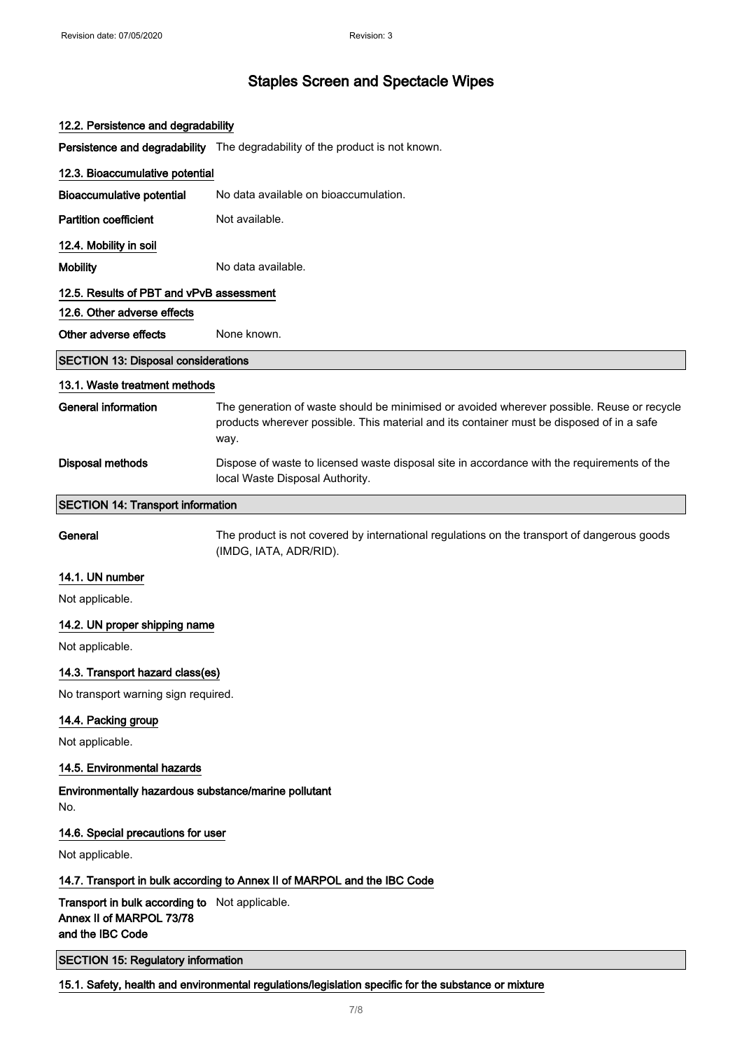# Staples Screen and Spectacle Wipes

### 12.2. Persistence and degradability

**Persistence and degradability** The degradability of the product is not known.

### 12.3. Bioaccumulative potential

**Bioaccumulative potential** No data available on bioaccumulation.

**Partition coefficient** Not available.

### 12.4. Mobility in soil

**Mobility** No data available.

### 12.5. Results of PBT and vPvB assessment

### 12.6. Other adverse effects

**Other adverse effects** None known.

## SECTION 13: Disposal considerations

### 13.1. Waste treatment methods

**General information** The generation of waste should be minimised or avoided wherever possible. Reuse or recycle products wherever possible. This material and its container must be disposed of in a safe way.

**Disposal methods** Dispose of waste to licensed waste disposal site in accordance with the requirements of the local Waste Disposal Authority.

## SECTION 14: Transport information

**General** The product is not covered by international regulations on the transport of dangerous goods (IMDG, IATA, ADR/RID).

### 14.1. UN number

Not applicable.

### 14.2. UN proper shipping name

Not applicable.

### 14.3. Transport hazard class(es)

No transport warning sign required.

### 14.4. Packing group

Not applicable.

### 14.5. Environmental hazards

**Environmentally hazardous substance/marine pollutant**

No.

### 14.6. Special precautions for user

Not applicable.

### 14.7. Transport in bulk according to Annex II of MARPOL and the IBC Code

**Transport in bulk according to Annex II of MARPOL 73/78 and the IBC Code** Not applicable.

## SECTION 15: Regulatory information

### 15.1. Safety, health and environmental regulations/legislation specific for the substance or mixture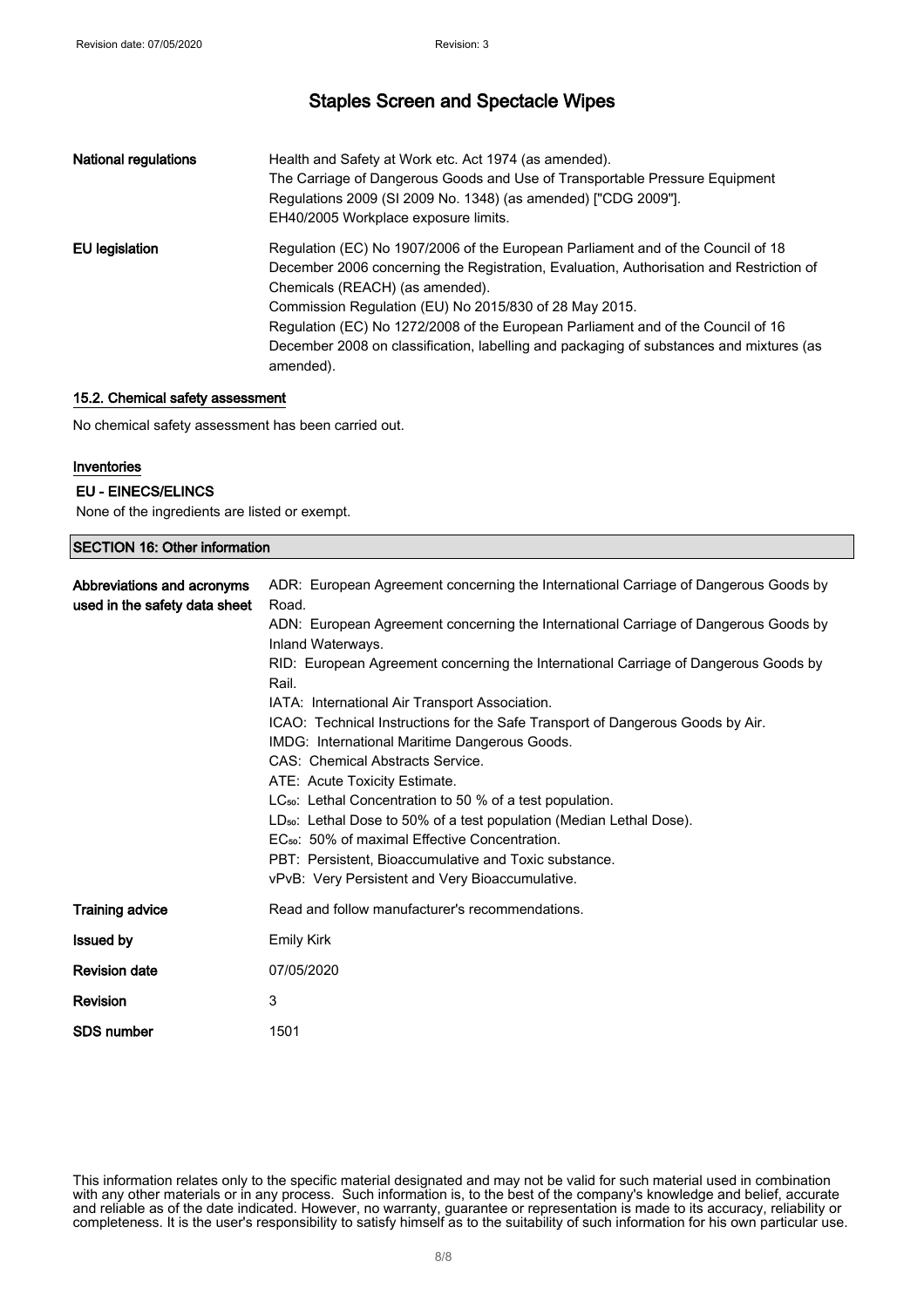**National regulations**

Health and Safety at Work etc. Act 1974 (as amended).
The Carriage of Dangerous Goods and Use of Transportable Pressure Equipment Regulations 2009 (SI 2009 No. 1348) (as amended) ["CDG 2009"].
EH40/2005 Workplace exposure limits.

**EU legislation**

Regulation (EC) No 1907/2006 of the European Parliament and of the Council of 18 December 2006 concerning the Registration, Evaluation, Authorisation and Restriction of Chemicals (REACH) (as amended).
Commission Regulation (EU) No 2015/830 of 28 May 2015.
Regulation (EC) No 1272/2008 of the European Parliament and of the Council of 16 December 2008 on classification, labelling and packaging of substances and mixtures (as amended).

### 15.2. Chemical safety assessment

No chemical safety assessment has been carried out.

### Inventories

**EU - EINECS/ELINCS**

None of the ingredients are listed or exempt.

## SECTION 16: Other information

**Abbreviations and acronyms used in the safety data sheet**

ADR: European Agreement concerning the International Carriage of Dangerous Goods by Road.
ADN: European Agreement concerning the International Carriage of Dangerous Goods by Inland Waterways.
RID: European Agreement concerning the International Carriage of Dangerous Goods by Rail.
IATA: International Air Transport Association.
ICAO: Technical Instructions for the Safe Transport of Dangerous Goods by Air.
IMDG: International Maritime Dangerous Goods.
CAS: Chemical Abstracts Service.
ATE: Acute Toxicity Estimate.
$LC_{50}$: Lethal Concentration to 50 % of a test population.
$LD_{50}$: Lethal Dose to 50% of a test population (Median Lethal Dose).
$EC_{50}$: 50% of maximal Effective Concentration.
PBT: Persistent, Bioaccumulative and Toxic substance.
vPvB: Very Persistent and Very Bioaccumulative.

**Training advice** Read and follow manufacturer's recommendations.

**Issued by** Emily Kirk

**Revision date** 07/05/2020

**Revision** 3

**SDS number** 1501

This information relates only to the specific material designated and may not be valid for such material used in combination with any other materials or in any process. Such information is, to the best of the company's knowledge and belief, accurate and reliable as of the date indicated. However, no warranty, guarantee or representation is made to its accuracy, reliability or completeness. It is the user's responsibility to satisfy himself as to the suitability of such information for his own particular use.